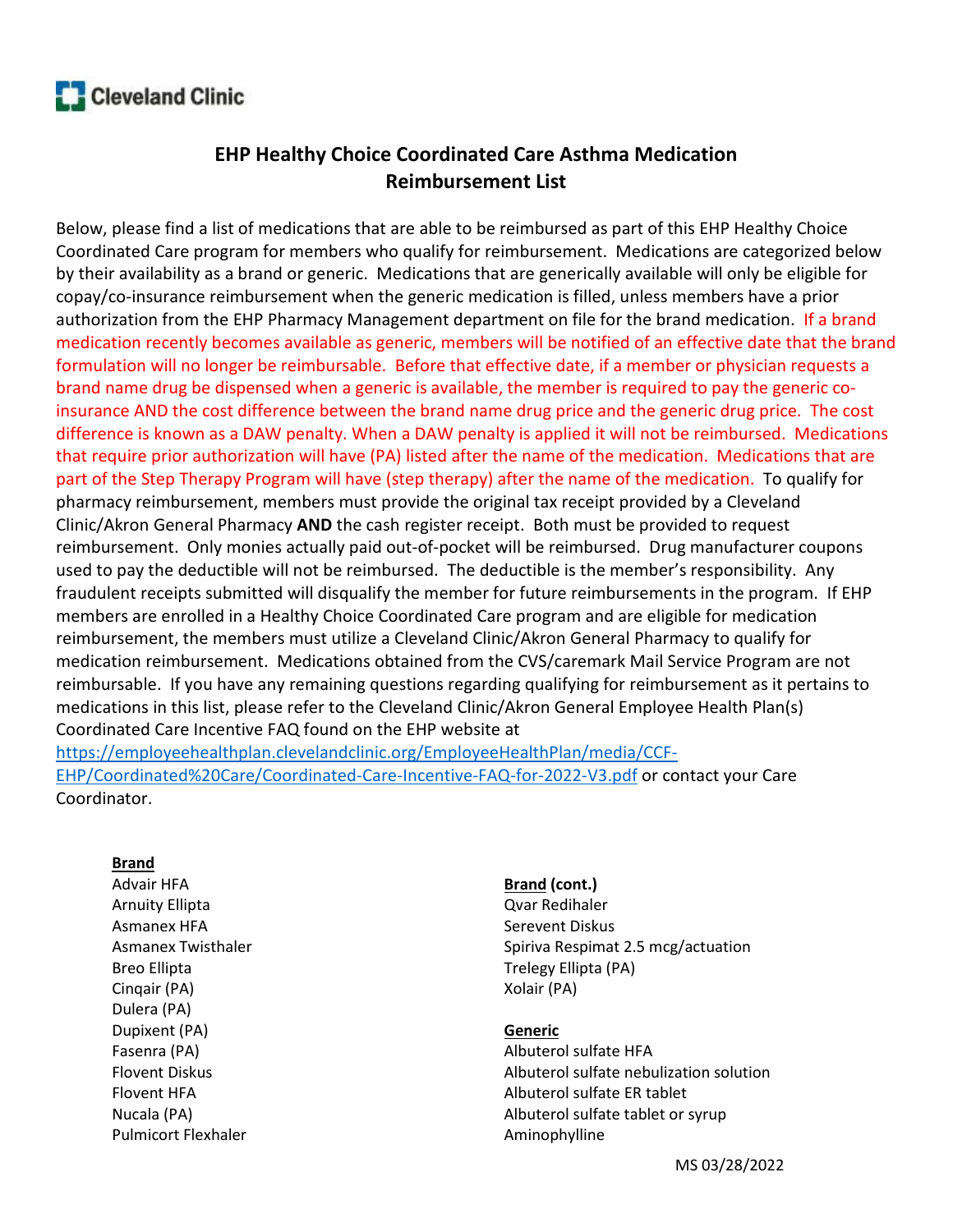Cleveland Clinic

# EHP Healthy Choice Coordinated Care Asthma Medication Reimbursement List

Below, please find a list of medications that are able to be reimbursed as part of this EHP Healthy Choice Coordinated Care program for members who qualify for reimbursement. Medications are categorized below by their availability as a brand or generic. Medications that are generically available will only be eligible for copay/co-insurance reimbursement when the generic medication is filled, unless members have a prior authorization from the EHP Pharmacy Management department on file for the brand medication. If a brand medication recently becomes available as generic, members will be notified of an effective date that the brand formulation will no longer be reimbursable. Before that effective date, if a member or physician requests a brand name drug be dispensed when a generic is available, the member is required to pay the generic co-insurance AND the cost difference between the brand name drug price and the generic drug price. The cost difference is known as a DAW penalty. When a DAW penalty is applied it will not be reimbursed. Medications that require prior authorization will have (PA) listed after the name of the medication. Medications that are part of the Step Therapy Program will have (step therapy) after the name of the medication. To qualify for pharmacy reimbursement, members must provide the original tax receipt provided by a Cleveland Clinic/Akron General Pharmacy **AND** the cash register receipt. Both must be provided to request reimbursement. Only monies actually paid out-of-pocket will be reimbursed. Drug manufacturer coupons used to pay the deductible will not be reimbursed. The deductible is the member's responsibility. Any fraudulent receipts submitted will disqualify the member for future reimbursements in the program. If EHP members are enrolled in a Healthy Choice Coordinated Care program and are eligible for medication reimbursement, the members must utilize a Cleveland Clinic/Akron General Pharmacy to qualify for medication reimbursement. Medications obtained from the CVS/caremark Mail Service Program are not reimbursable. If you have any remaining questions regarding qualifying for reimbursement as it pertains to medications in this list, please refer to the Cleveland Clinic/Akron General Employee Health Plan(s) Coordinated Care Incentive FAQ found on the EHP website at https://employeehealthplan.clevelandclinic.org/EmployeeHealthPlan/media/CCF-EHP/Coordinated%20Care/Coordinated-Care-Incentive-FAQ-for-2022-V3.pdf or contact your Care Coordinator.

**Brand**

Advair HFA
Arnuity Ellipta
Asmanex HFA
Asmanex Twisthaler
Breo Ellipta
Cinqair (PA)
Dulera (PA)
Dupixent (PA)
Fasenra (PA)
Flovent Diskus
Flovent HFA
Nucala (PA)
Pulmicort Flexhaler

**Brand (cont.)**

Qvar Redihaler
Serevent Diskus
Spiriva Respimat 2.5 mcg/actuation
Trelegy Ellipta (PA)
Xolair (PA)

**Generic**

Albuterol sulfate HFA
Albuterol sulfate nebulization solution
Albuterol sulfate ER tablet
Albuterol sulfate tablet or syrup
Aminophylline

MS 03/28/2022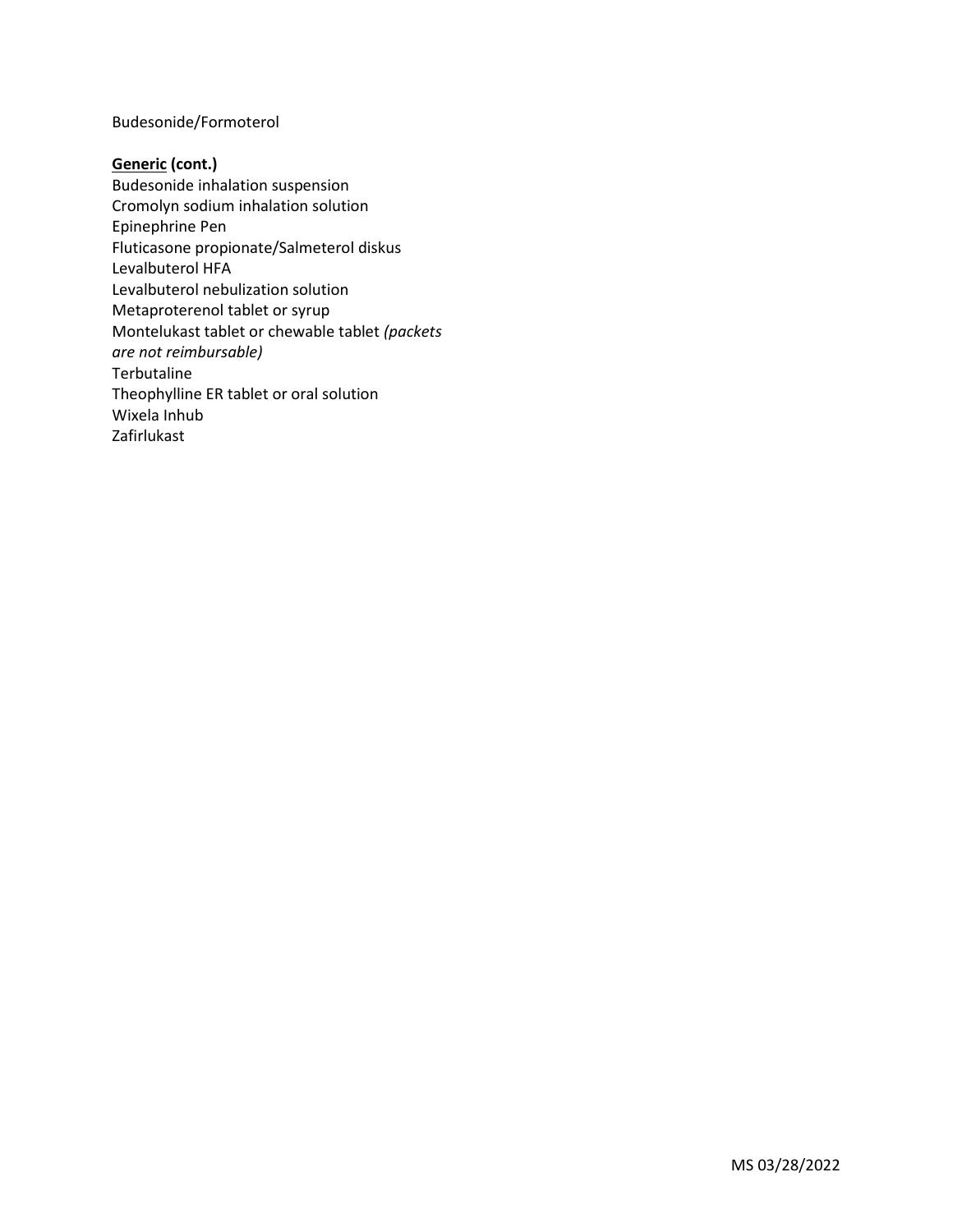Budesonide/Formoterol

**Generic (cont.)**

Budesonide inhalation suspension
Cromolyn sodium inhalation solution
Epinephrine Pen
Fluticasone propionate/Salmeterol diskus
Levalbuterol HFA
Levalbuterol nebulization solution
Metaproterenol tablet or syrup
Montelukast tablet or chewable tablet *(packets are not reimbursable)*
Terbutaline
Theophylline ER tablet or oral solution
Wixela Inhub
Zafirlukast

MS 03/28/2022